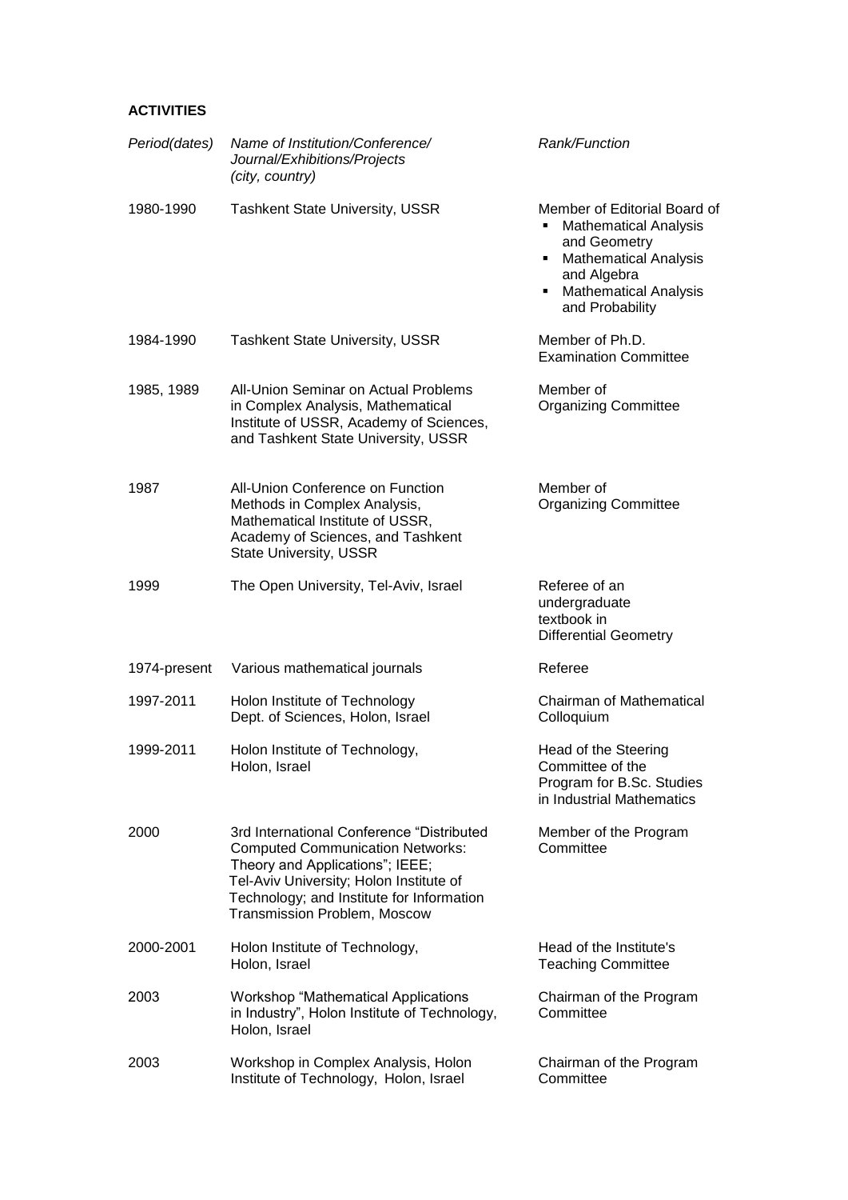**ACTIVITIES**

| *Period(dates)* | *Name of Institution/Conference/ Journal/Exhibitions/Projects (city, country)* | *Rank/Function* |
|---|---|---|
| 1980-1990 | Tashkent State University, USSR | Member of Editorial Board of<br>▪ Mathematical Analysis and Geometry<br>▪ Mathematical Analysis and Algebra<br>▪ Mathematical Analysis and Probability |
| 1984-1990 | Tashkent State University, USSR | Member of Ph.D. Examination Committee |
| 1985, 1989 | All-Union Seminar on Actual Problems in Complex Analysis, Mathematical Institute of USSR, Academy of Sciences, and Tashkent State University, USSR | Member of Organizing Committee |
| 1987 | All-Union Conference on Function Methods in Complex Analysis, Mathematical Institute of USSR, Academy of Sciences, and Tashkent State University, USSR | Member of Organizing Committee |
| 1999 | The Open University, Tel-Aviv, Israel | Referee of an undergraduate textbook in Differential Geometry |
| 1974-present | Various mathematical journals | Referee |
| 1997-2011 | Holon Institute of Technology Dept. of Sciences, Holon, Israel | Chairman of Mathematical Colloquium |
| 1999-2011 | Holon Institute of Technology, Holon, Israel | Head of the Steering Committee of the Program for B.Sc. Studies in Industrial Mathematics |
| 2000 | 3rd International Conference "Distributed Computed Communication Networks: Theory and Applications"; IEEE; Tel-Aviv University; Holon Institute of Technology; and Institute for Information Transmission Problem, Moscow | Member of the Program Committee |
| 2000-2001 | Holon Institute of Technology, Holon, Israel | Head of the Institute's Teaching Committee |
| 2003 | Workshop "Mathematical Applications in Industry", Holon Institute of Technology, Holon, Israel | Chairman of the Program Committee |
| 2003 | Workshop in Complex Analysis, Holon Institute of Technology, Holon, Israel | Chairman of the Program Committee |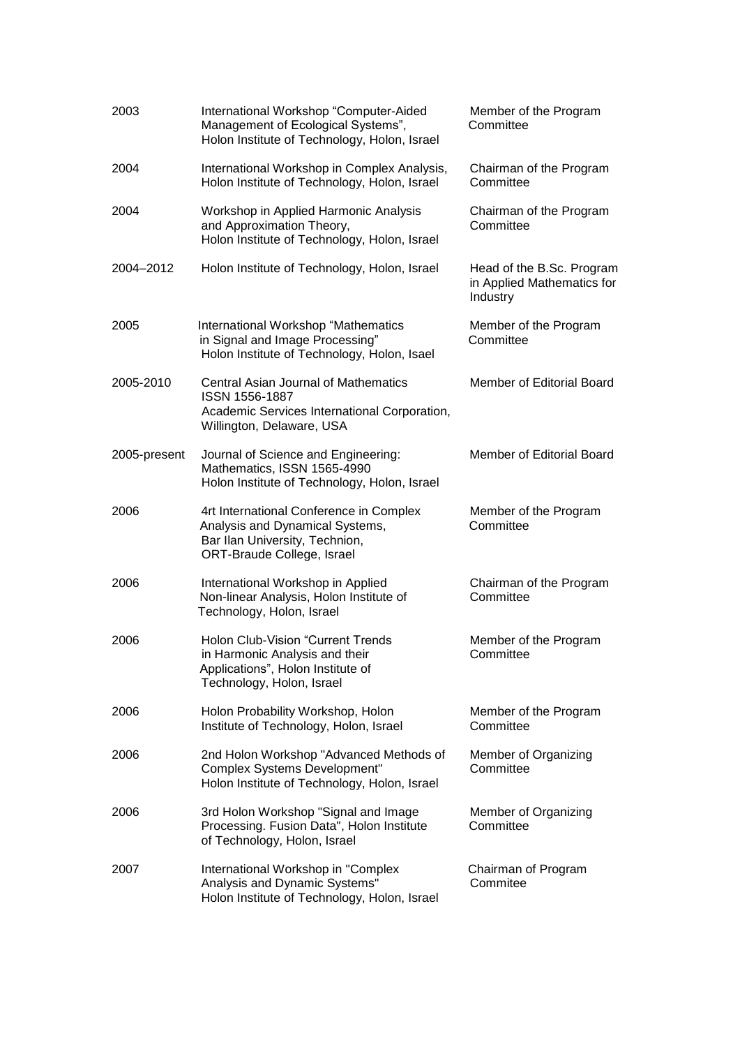| | | |
|---|---|---|
| 2003 | International Workshop "Computer-Aided Management of Ecological Systems", Holon Institute of Technology, Holon, Israel | Member of the Program Committee |
| 2004 | International Workshop in Complex Analysis, Holon Institute of Technology, Holon, Israel | Chairman of the Program Committee |
| 2004 | Workshop in Applied Harmonic Analysis and Approximation Theory, Holon Institute of Technology, Holon, Israel | Chairman of the Program Committee |
| 2004–2012 | Holon Institute of Technology, Holon, Israel | Head of the B.Sc. Program in Applied Mathematics for Industry |
| 2005 | International Workshop "Mathematics in Signal and Image Processing" Holon Institute of Technology, Holon, Isael | Member of the Program Committee |
| 2005-2010 | Central Asian Journal of Mathematics ISSN 1556-1887 Academic Services International Corporation, Willington, Delaware, USA | Member of Editorial Board |
| 2005-present | Journal of Science and Engineering: Mathematics, ISSN 1565-4990 Holon Institute of Technology, Holon, Israel | Member of Editorial Board |
| 2006 | 4rt International Conference in Complex Analysis and Dynamical Systems, Bar Ilan University, Technion, ORT-Braude College, Israel | Member of the Program Committee |
| 2006 | International Workshop in Applied Non-linear Analysis, Holon Institute of Technology, Holon, Israel | Chairman of the Program Committee |
| 2006 | Holon Club-Vision "Current Trends in Harmonic Analysis and their Applications", Holon Institute of Technology, Holon, Israel | Member of the Program Committee |
| 2006 | Holon Probability Workshop, Holon Institute of Technology, Holon, Israel | Member of the Program Committee |
| 2006 | 2nd Holon Workshop "Advanced Methods of Complex Systems Development" Holon Institute of Technology, Holon, Israel | Member of Organizing Committee |
| 2006 | 3rd Holon Workshop "Signal and Image Processing. Fusion Data", Holon Institute of Technology, Holon, Israel | Member of Organizing Committee |
| 2007 | International Workshop in "Complex Analysis and Dynamic Systems" Holon Institute of Technology, Holon, Israel | Chairman of Program Commitee |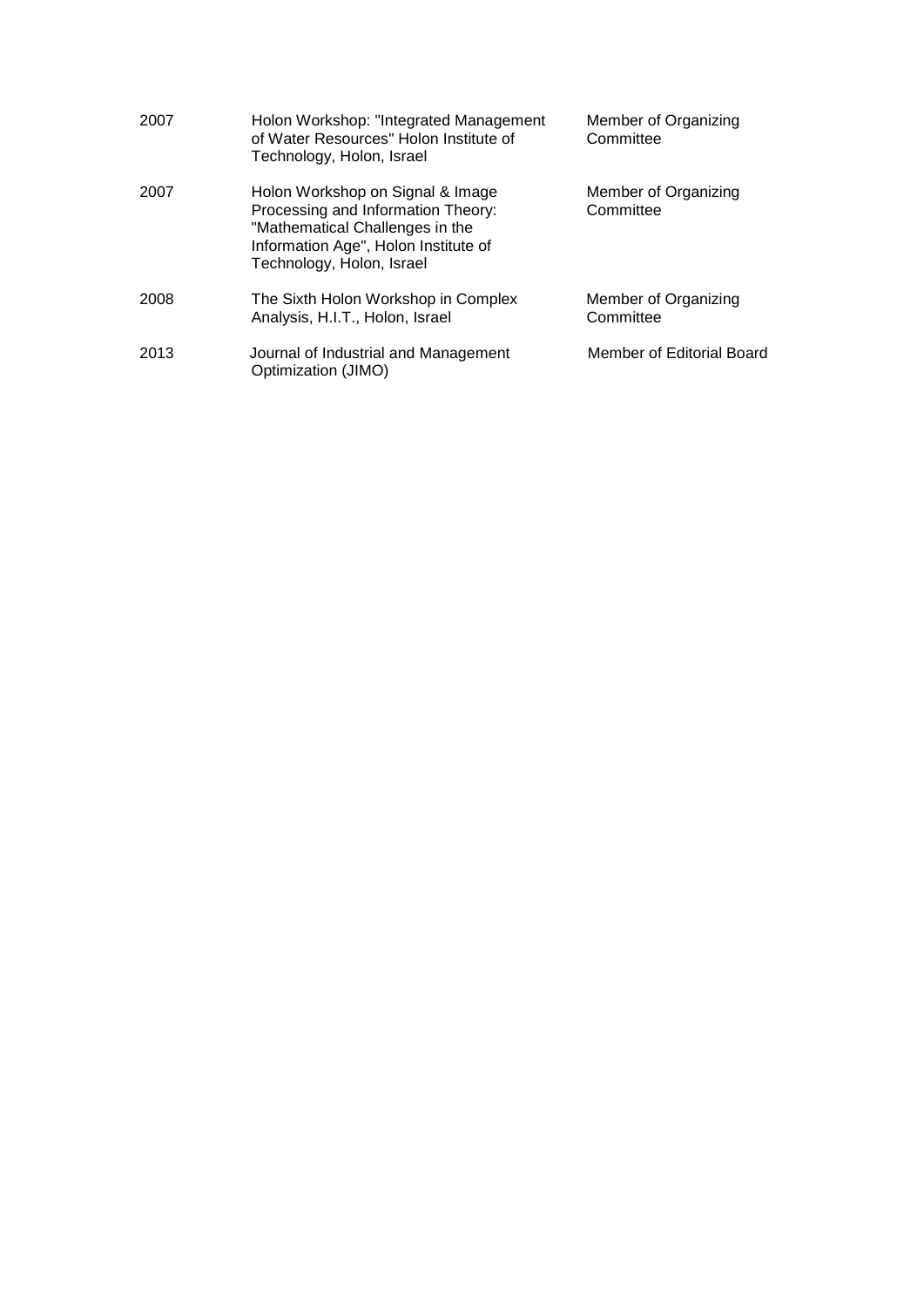| | | |
|---|---|---|
| 2007 | Holon Workshop: "Integrated Management of Water Resources" Holon Institute of Technology, Holon, Israel | Member of Organizing Committee |
| 2007 | Holon Workshop on Signal & Image Processing and Information Theory: "Mathematical Challenges in the Information Age", Holon Institute of Technology, Holon, Israel | Member of Organizing Committee |
| 2008 | The Sixth Holon Workshop in Complex Analysis, H.I.T., Holon, Israel | Member of Organizing Committee |
| 2013 | Journal of Industrial and Management Optimization (JIMO) | Member of Editorial Board |